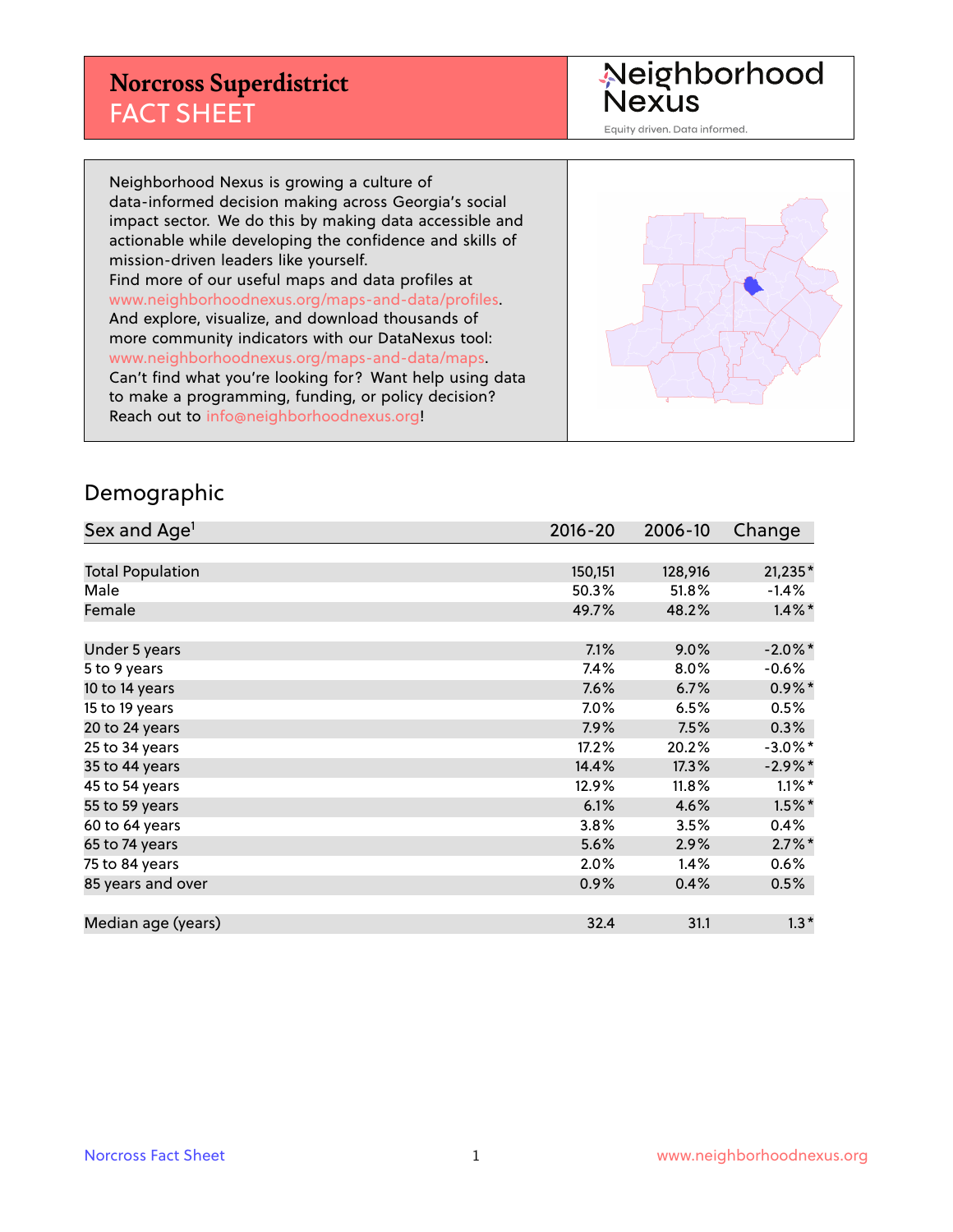# Norcross Superdistrict
## FACT SHEET

Neighborhood Nexus
Equity driven. Data informed.

Neighborhood Nexus is growing a culture of data-informed decision making across Georgia's social impact sector. We do this by making data accessible and actionable while developing the confidence and skills of mission-driven leaders like yourself.
Find more of our useful maps and data profiles at www.neighborhoodnexus.org/maps-and-data/profiles.
And explore, visualize, and download thousands of more community indicators with our DataNexus tool: www.neighborhoodnexus.org/maps-and-data/maps.
Can't find what you're looking for? Want help using data to make a programming, funding, or policy decision?
Reach out to info@neighborhoodnexus.org!

## Demographic

| Sex and Age[1] | 2016-20 | 2006-10 | Change |
|---|---|---|---|
| Total Population | 150,151 | 128,916 | 21,235* |
| Male | 50.3% | 51.8% | -1.4% |
| Female | 49.7% | 48.2% | 1.4%* |
| | | | |
| Under 5 years | 7.1% | 9.0% | -2.0%* |
| 5 to 9 years | 7.4% | 8.0% | -0.6% |
| 10 to 14 years | 7.6% | 6.7% | 0.9%* |
| 15 to 19 years | 7.0% | 6.5% | 0.5% |
| 20 to 24 years | 7.9% | 7.5% | 0.3% |
| 25 to 34 years | 17.2% | 20.2% | -3.0%* |
| 35 to 44 years | 14.4% | 17.3% | -2.9%* |
| 45 to 54 years | 12.9% | 11.8% | 1.1%* |
| 55 to 59 years | 6.1% | 4.6% | 1.5%* |
| 60 to 64 years | 3.8% | 3.5% | 0.4% |
| 65 to 74 years | 5.6% | 2.9% | 2.7%* |
| 75 to 84 years | 2.0% | 1.4% | 0.6% |
| 85 years and over | 0.9% | 0.4% | 0.5% |
| | | | |
| Median age (years) | 32.4 | 31.1 | 1.3* |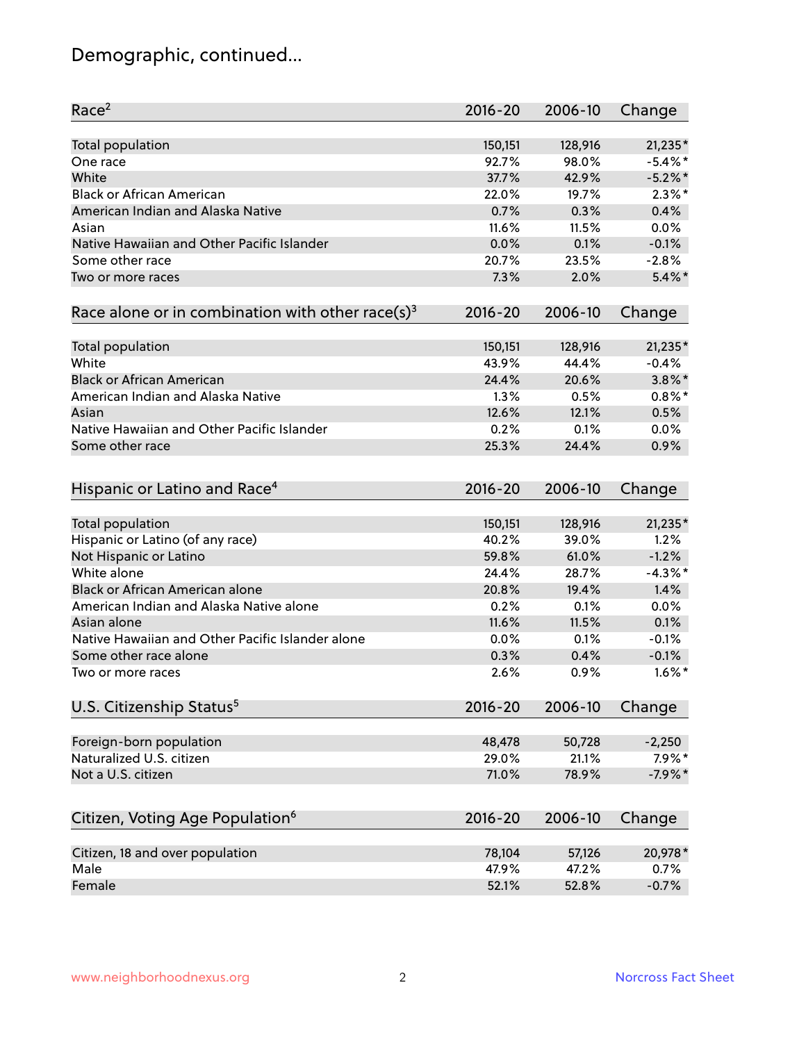## Demographic, continued...

| Race[2] | 2016-20 | 2006-10 | Change |
|---|---|---|---|
| Total population | 150,151 | 128,916 | 21,235* |
| One race | 92.7% | 98.0% | -5.4%* |
| White | 37.7% | 42.9% | -5.2%* |
| Black or African American | 22.0% | 19.7% | 2.3%* |
| American Indian and Alaska Native | 0.7% | 0.3% | 0.4% |
| Asian | 11.6% | 11.5% | 0.0% |
| Native Hawaiian and Other Pacific Islander | 0.0% | 0.1% | -0.1% |
| Some other race | 20.7% | 23.5% | -2.8% |
| Two or more races | 7.3% | 2.0% | 5.4%* |

| Race alone or in combination with other race(s)[3] | 2016-20 | 2006-10 | Change |
|---|---|---|---|
| Total population | 150,151 | 128,916 | 21,235* |
| White | 43.9% | 44.4% | -0.4% |
| Black or African American | 24.4% | 20.6% | 3.8%* |
| American Indian and Alaska Native | 1.3% | 0.5% | 0.8%* |
| Asian | 12.6% | 12.1% | 0.5% |
| Native Hawaiian and Other Pacific Islander | 0.2% | 0.1% | 0.0% |
| Some other race | 25.3% | 24.4% | 0.9% |

| Hispanic or Latino and Race[4] | 2016-20 | 2006-10 | Change |
|---|---|---|---|
| Total population | 150,151 | 128,916 | 21,235* |
| Hispanic or Latino (of any race) | 40.2% | 39.0% | 1.2% |
| Not Hispanic or Latino | 59.8% | 61.0% | -1.2% |
| White alone | 24.4% | 28.7% | -4.3%* |
| Black or African American alone | 20.8% | 19.4% | 1.4% |
| American Indian and Alaska Native alone | 0.2% | 0.1% | 0.0% |
| Asian alone | 11.6% | 11.5% | 0.1% |
| Native Hawaiian and Other Pacific Islander alone | 0.0% | 0.1% | -0.1% |
| Some other race alone | 0.3% | 0.4% | -0.1% |
| Two or more races | 2.6% | 0.9% | 1.6%* |

| U.S. Citizenship Status[5] | 2016-20 | 2006-10 | Change |
|---|---|---|---|
| Foreign-born population | 48,478 | 50,728 | -2,250 |
| Naturalized U.S. citizen | 29.0% | 21.1% | 7.9%* |
| Not a U.S. citizen | 71.0% | 78.9% | -7.9%* |

| Citizen, Voting Age Population[6] | 2016-20 | 2006-10 | Change |
|---|---|---|---|
| Citizen, 18 and over population | 78,104 | 57,126 | 20,978* |
| Male | 47.9% | 47.2% | 0.7% |
| Female | 52.1% | 52.8% | -0.7% |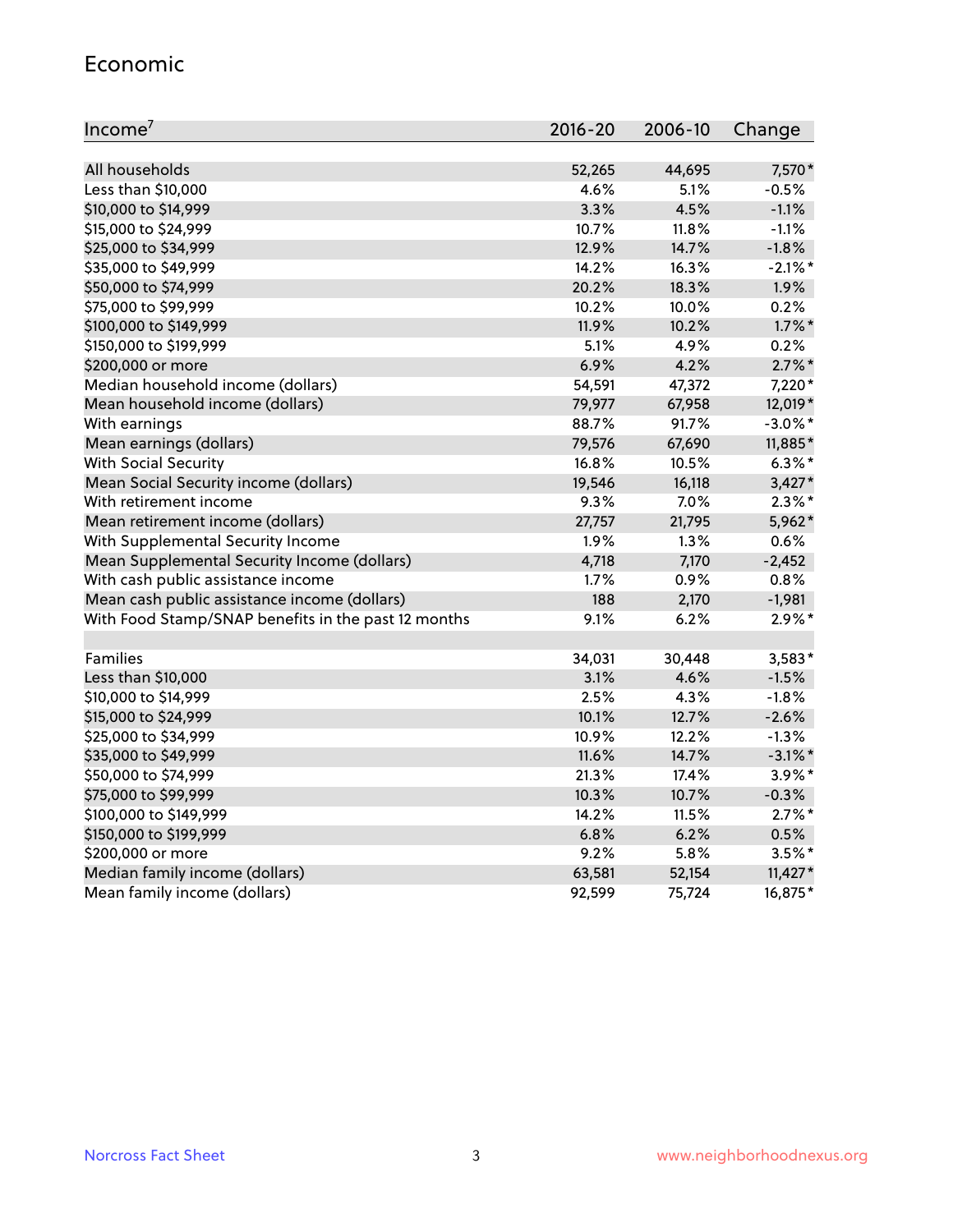## Economic

| Income[7] | 2016-20 | 2006-10 | Change |
|---|---|---|---|
| All households | 52,265 | 44,695 | 7,570* |
| Less than $10,000 | 4.6% | 5.1% | -0.5% |
| $10,000 to $14,999 | 3.3% | 4.5% | -1.1% |
| $15,000 to $24,999 | 10.7% | 11.8% | -1.1% |
| $25,000 to $34,999 | 12.9% | 14.7% | -1.8% |
| $35,000 to $49,999 | 14.2% | 16.3% | -2.1%* |
| $50,000 to $74,999 | 20.2% | 18.3% | 1.9% |
| $75,000 to $99,999 | 10.2% | 10.0% | 0.2% |
| $100,000 to $149,999 | 11.9% | 10.2% | 1.7%* |
| $150,000 to $199,999 | 5.1% | 4.9% | 0.2% |
| $200,000 or more | 6.9% | 4.2% | 2.7%* |
| Median household income (dollars) | 54,591 | 47,372 | 7,220* |
| Mean household income (dollars) | 79,977 | 67,958 | 12,019* |
| With earnings | 88.7% | 91.7% | -3.0%* |
| Mean earnings (dollars) | 79,576 | 67,690 | 11,885* |
| With Social Security | 16.8% | 10.5% | 6.3%* |
| Mean Social Security income (dollars) | 19,546 | 16,118 | 3,427* |
| With retirement income | 9.3% | 7.0% | 2.3%* |
| Mean retirement income (dollars) | 27,757 | 21,795 | 5,962* |
| With Supplemental Security Income | 1.9% | 1.3% | 0.6% |
| Mean Supplemental Security Income (dollars) | 4,718 | 7,170 | -2,452 |
| With cash public assistance income | 1.7% | 0.9% | 0.8% |
| Mean cash public assistance income (dollars) | 188 | 2,170 | -1,981 |
| With Food Stamp/SNAP benefits in the past 12 months | 9.1% | 6.2% | 2.9%* |
| | | | |
| Families | 34,031 | 30,448 | 3,583* |
| Less than $10,000 | 3.1% | 4.6% | -1.5% |
| $10,000 to $14,999 | 2.5% | 4.3% | -1.8% |
| $15,000 to $24,999 | 10.1% | 12.7% | -2.6% |
| $25,000 to $34,999 | 10.9% | 12.2% | -1.3% |
| $35,000 to $49,999 | 11.6% | 14.7% | -3.1%* |
| $50,000 to $74,999 | 21.3% | 17.4% | 3.9%* |
| $75,000 to $99,999 | 10.3% | 10.7% | -0.3% |
| $100,000 to $149,999 | 14.2% | 11.5% | 2.7%* |
| $150,000 to $199,999 | 6.8% | 6.2% | 0.5% |
| $200,000 or more | 9.2% | 5.8% | 3.5%* |
| Median family income (dollars) | 63,581 | 52,154 | 11,427* |
| Mean family income (dollars) | 92,599 | 75,724 | 16,875* |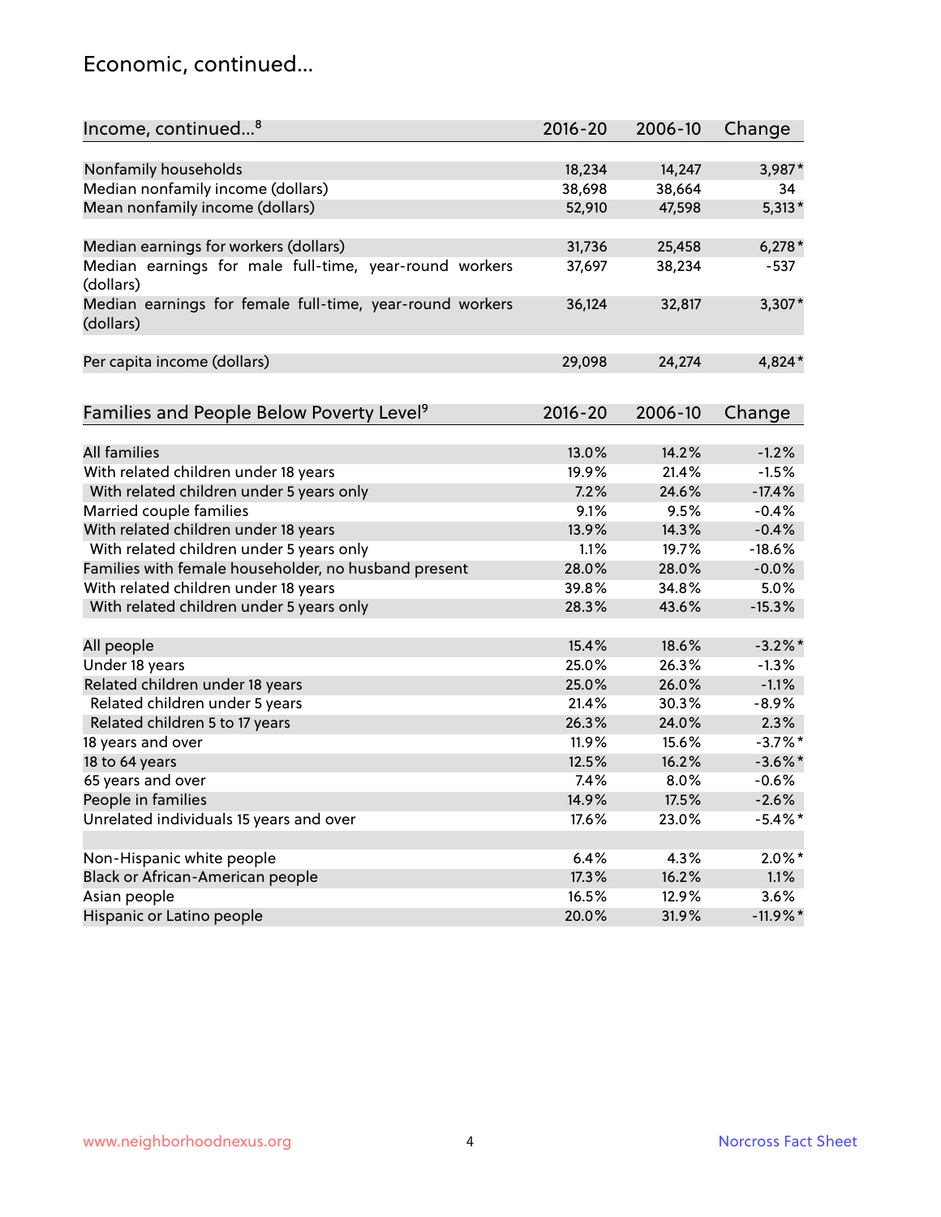## Economic, continued...

| Income, continued...[8] | 2016-20 | 2006-10 | Change |
|---|---|---|---|
| Nonfamily households | 18,234 | 14,247 | 3,987* |
| Median nonfamily income (dollars) | 38,698 | 38,664 | 34 |
| Mean nonfamily income (dollars) | 52,910 | 47,598 | 5,313* |
| Median earnings for workers (dollars) | 31,736 | 25,458 | 6,278* |
| Median earnings for male full-time, year-round workers (dollars) | 37,697 | 38,234 | -537 |
| Median earnings for female full-time, year-round workers (dollars) | 36,124 | 32,817 | 3,307* |
| Per capita income (dollars) | 29,098 | 24,274 | 4,824* |

| Families and People Below Poverty Level[9] | 2016-20 | 2006-10 | Change |
|---|---|---|---|
| All families | 13.0% | 14.2% | -1.2% |
| With related children under 18 years | 19.9% | 21.4% | -1.5% |
| With related children under 5 years only | 7.2% | 24.6% | -17.4% |
| Married couple families | 9.1% | 9.5% | -0.4% |
| With related children under 18 years | 13.9% | 14.3% | -0.4% |
| With related children under 5 years only | 1.1% | 19.7% | -18.6% |
| Families with female householder, no husband present | 28.0% | 28.0% | -0.0% |
| With related children under 18 years | 39.8% | 34.8% | 5.0% |
| With related children under 5 years only | 28.3% | 43.6% | -15.3% |
| All people | 15.4% | 18.6% | -3.2%* |
| Under 18 years | 25.0% | 26.3% | -1.3% |
| Related children under 18 years | 25.0% | 26.0% | -1.1% |
| Related children under 5 years | 21.4% | 30.3% | -8.9% |
| Related children 5 to 17 years | 26.3% | 24.0% | 2.3% |
| 18 years and over | 11.9% | 15.6% | -3.7%* |
| 18 to 64 years | 12.5% | 16.2% | -3.6%* |
| 65 years and over | 7.4% | 8.0% | -0.6% |
| People in families | 14.9% | 17.5% | -2.6% |
| Unrelated individuals 15 years and over | 17.6% | 23.0% | -5.4%* |
| Non-Hispanic white people | 6.4% | 4.3% | 2.0%* |
| Black or African-American people | 17.3% | 16.2% | 1.1% |
| Asian people | 16.5% | 12.9% | 3.6% |
| Hispanic or Latino people | 20.0% | 31.9% | -11.9%* |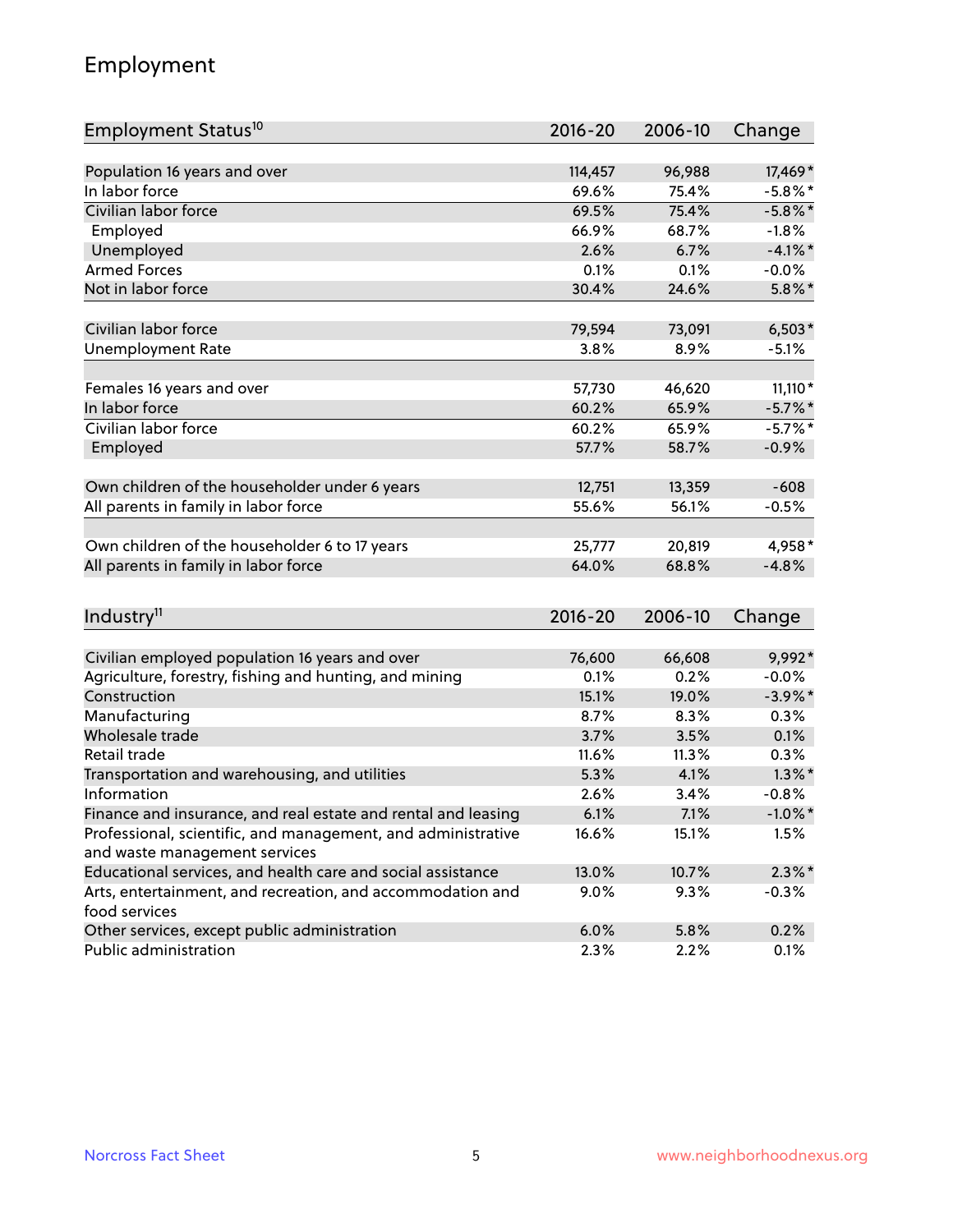## Employment

| Employment Status[10] | 2016-20 | 2006-10 | Change |
|---|---|---|---|
| Population 16 years and over | 114,457 | 96,988 | 17,469* |
| In labor force | 69.6% | 75.4% | -5.8%* |
| Civilian labor force | 69.5% | 75.4% | -5.8%* |
| Employed | 66.9% | 68.7% | -1.8% |
| Unemployed | 2.6% | 6.7% | -4.1%* |
| Armed Forces | 0.1% | 0.1% | -0.0% |
| Not in labor force | 30.4% | 24.6% | 5.8%* |
| | | | |
| Civilian labor force | 79,594 | 73,091 | 6,503* |
| Unemployment Rate | 3.8% | 8.9% | -5.1% |
| | | | |
| Females 16 years and over | 57,730 | 46,620 | 11,110* |
| In labor force | 60.2% | 65.9% | -5.7%* |
| Civilian labor force | 60.2% | 65.9% | -5.7%* |
| Employed | 57.7% | 58.7% | -0.9% |
| | | | |
| Own children of the householder under 6 years | 12,751 | 13,359 | -608 |
| All parents in family in labor force | 55.6% | 56.1% | -0.5% |
| | | | |
| Own children of the householder 6 to 17 years | 25,777 | 20,819 | 4,958* |
| All parents in family in labor force | 64.0% | 68.8% | -4.8% |

| Industry[11] | 2016-20 | 2006-10 | Change |
|---|---|---|---|
| Civilian employed population 16 years and over | 76,600 | 66,608 | 9,992* |
| Agriculture, forestry, fishing and hunting, and mining | 0.1% | 0.2% | -0.0% |
| Construction | 15.1% | 19.0% | -3.9%* |
| Manufacturing | 8.7% | 8.3% | 0.3% |
| Wholesale trade | 3.7% | 3.5% | 0.1% |
| Retail trade | 11.6% | 11.3% | 0.3% |
| Transportation and warehousing, and utilities | 5.3% | 4.1% | 1.3%* |
| Information | 2.6% | 3.4% | -0.8% |
| Finance and insurance, and real estate and rental and leasing | 6.1% | 7.1% | -1.0%* |
| Professional, scientific, and management, and administrative and waste management services | 16.6% | 15.1% | 1.5% |
| Educational services, and health care and social assistance | 13.0% | 10.7% | 2.3%* |
| Arts, entertainment, and recreation, and accommodation and food services | 9.0% | 9.3% | -0.3% |
| Other services, except public administration | 6.0% | 5.8% | 0.2% |
| Public administration | 2.3% | 2.2% | 0.1% |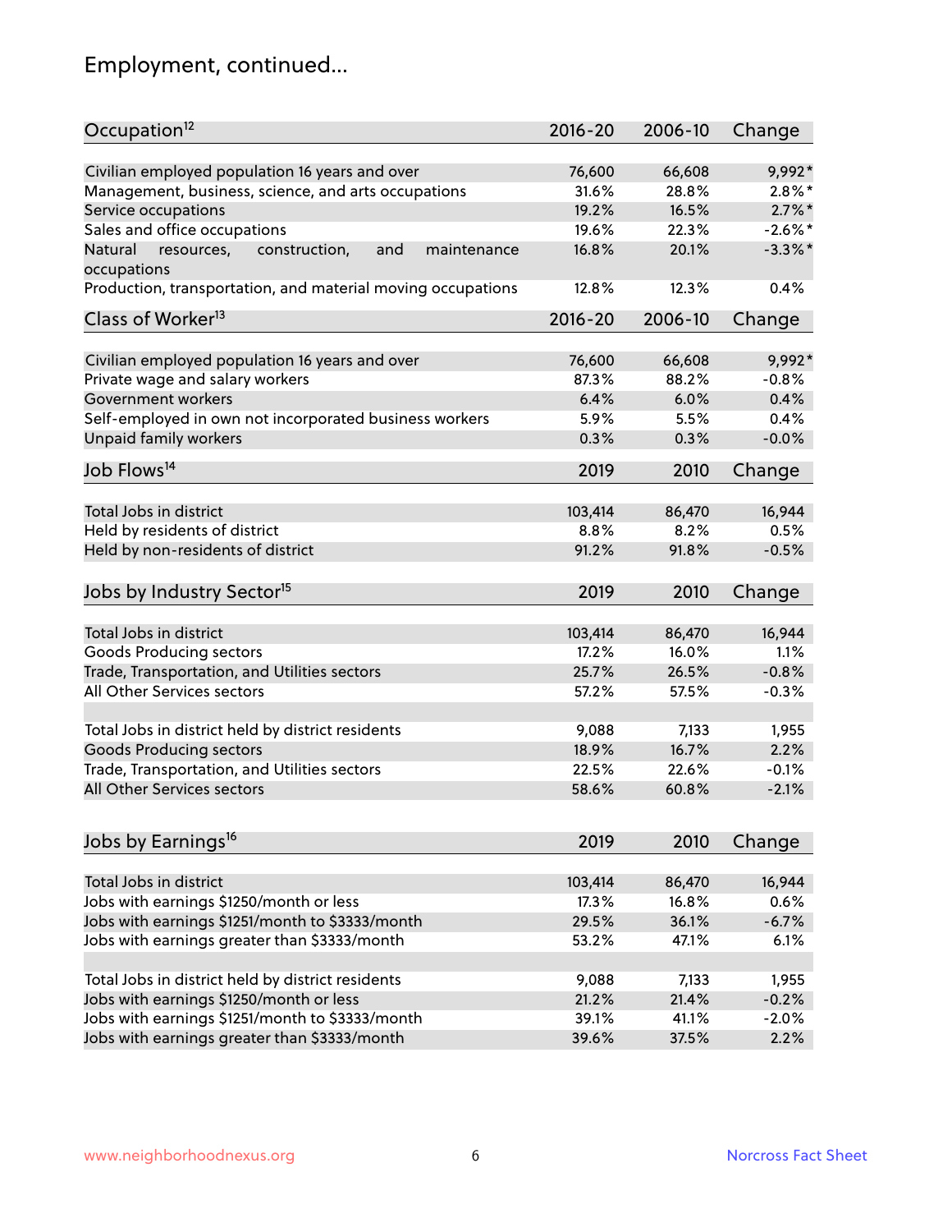# Employment, continued...

| Occupation[12] | 2016-20 | 2006-10 | Change |
|---|---|---|---|
| Civilian employed population 16 years and over | 76,600 | 66,608 | 9,992* |
| Management, business, science, and arts occupations | 31.6% | 28.8% | 2.8%* |
| Service occupations | 19.2% | 16.5% | 2.7%* |
| Sales and office occupations | 19.6% | 22.3% | -2.6%* |
| Natural resources, construction, and maintenance occupations | 16.8% | 20.1% | -3.3%* |
| Production, transportation, and material moving occupations | 12.8% | 12.3% | 0.4% |

| Class of Worker[13] | 2016-20 | 2006-10 | Change |
|---|---|---|---|
| Civilian employed population 16 years and over | 76,600 | 66,608 | 9,992* |
| Private wage and salary workers | 87.3% | 88.2% | -0.8% |
| Government workers | 6.4% | 6.0% | 0.4% |
| Self-employed in own not incorporated business workers | 5.9% | 5.5% | 0.4% |
| Unpaid family workers | 0.3% | 0.3% | -0.0% |

| Job Flows[14] | 2019 | 2010 | Change |
|---|---|---|---|
| Total Jobs in district | 103,414 | 86,470 | 16,944 |
| Held by residents of district | 8.8% | 8.2% | 0.5% |
| Held by non-residents of district | 91.2% | 91.8% | -0.5% |

| Jobs by Industry Sector[15] | 2019 | 2010 | Change |
|---|---|---|---|
| Total Jobs in district | 103,414 | 86,470 | 16,944 |
| Goods Producing sectors | 17.2% | 16.0% | 1.1% |
| Trade, Transportation, and Utilities sectors | 25.7% | 26.5% | -0.8% |
| All Other Services sectors | 57.2% | 57.5% | -0.3% |
| | | | |
| Total Jobs in district held by district residents | 9,088 | 7,133 | 1,955 |
| Goods Producing sectors | 18.9% | 16.7% | 2.2% |
| Trade, Transportation, and Utilities sectors | 22.5% | 22.6% | -0.1% |
| All Other Services sectors | 58.6% | 60.8% | -2.1% |

| Jobs by Earnings[16] | 2019 | 2010 | Change |
|---|---|---|---|
| Total Jobs in district | 103,414 | 86,470 | 16,944 |
| Jobs with earnings $1250/month or less | 17.3% | 16.8% | 0.6% |
| Jobs with earnings $1251/month to $3333/month | 29.5% | 36.1% | -6.7% |
| Jobs with earnings greater than $3333/month | 53.2% | 47.1% | 6.1% |
| | | | |
| Total Jobs in district held by district residents | 9,088 | 7,133 | 1,955 |
| Jobs with earnings $1250/month or less | 21.2% | 21.4% | -0.2% |
| Jobs with earnings $1251/month to $3333/month | 39.1% | 41.1% | -2.0% |
| Jobs with earnings greater than $3333/month | 39.6% | 37.5% | 2.2% |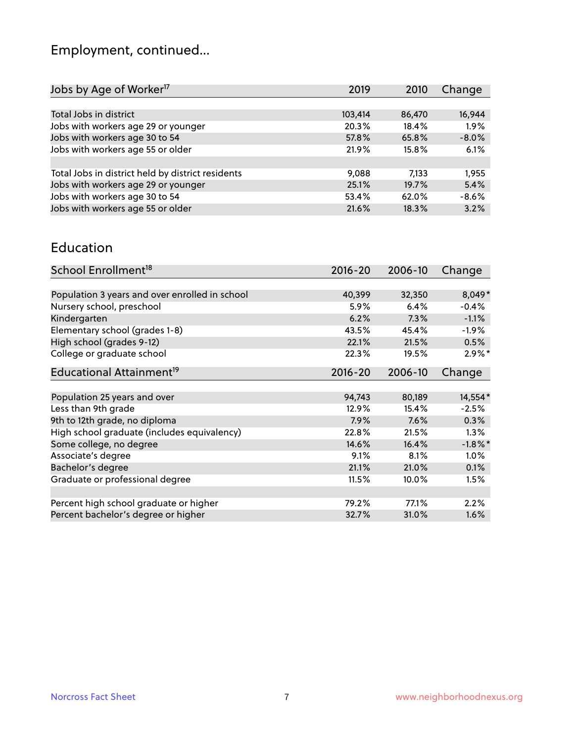## Employment, continued...

| Jobs by Age of Worker[17] | 2019 | 2010 | Change |
|---|---|---|---|
| Total Jobs in district | 103,414 | 86,470 | 16,944 |
| Jobs with workers age 29 or younger | 20.3% | 18.4% | 1.9% |
| Jobs with workers age 30 to 54 | 57.8% | 65.8% | -8.0% |
| Jobs with workers age 55 or older | 21.9% | 15.8% | 6.1% |
| | | | |
| Total Jobs in district held by district residents | 9,088 | 7,133 | 1,955 |
| Jobs with workers age 29 or younger | 25.1% | 19.7% | 5.4% |
| Jobs with workers age 30 to 54 | 53.4% | 62.0% | -8.6% |
| Jobs with workers age 55 or older | 21.6% | 18.3% | 3.2% |

## Education

| School Enrollment[18] | 2016-20 | 2006-10 | Change |
|---|---|---|---|
| Population 3 years and over enrolled in school | 40,399 | 32,350 | 8,049* |
| Nursery school, preschool | 5.9% | 6.4% | -0.4% |
| Kindergarten | 6.2% | 7.3% | -1.1% |
| Elementary school (grades 1-8) | 43.5% | 45.4% | -1.9% |
| High school (grades 9-12) | 22.1% | 21.5% | 0.5% |
| College or graduate school | 22.3% | 19.5% | 2.9%* |

| Educational Attainment[19] | 2016-20 | 2006-10 | Change |
|---|---|---|---|
| Population 25 years and over | 94,743 | 80,189 | 14,554* |
| Less than 9th grade | 12.9% | 15.4% | -2.5% |
| 9th to 12th grade, no diploma | 7.9% | 7.6% | 0.3% |
| High school graduate (includes equivalency) | 22.8% | 21.5% | 1.3% |
| Some college, no degree | 14.6% | 16.4% | -1.8%* |
| Associate's degree | 9.1% | 8.1% | 1.0% |
| Bachelor's degree | 21.1% | 21.0% | 0.1% |
| Graduate or professional degree | 11.5% | 10.0% | 1.5% |
| | | | |
| Percent high school graduate or higher | 79.2% | 77.1% | 2.2% |
| Percent bachelor's degree or higher | 32.7% | 31.0% | 1.6% |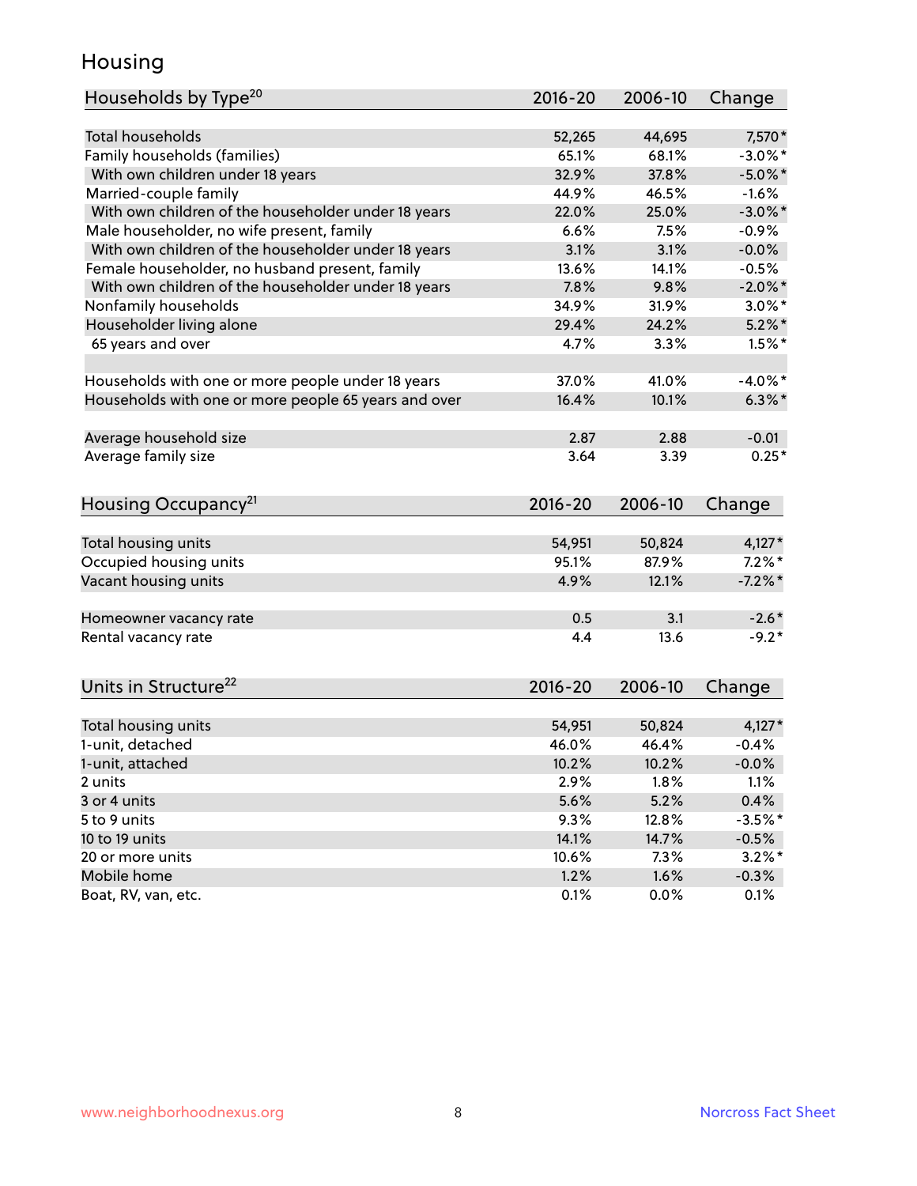# Housing

| Households by Type[20] | 2016-20 | 2006-10 | Change |
|---|---|---|---|
| Total households | 52,265 | 44,695 | 7,570* |
| Family households (families) | 65.1% | 68.1% | -3.0%* |
| With own children under 18 years | 32.9% | 37.8% | -5.0%* |
| Married-couple family | 44.9% | 46.5% | -1.6% |
| With own children of the householder under 18 years | 22.0% | 25.0% | -3.0%* |
| Male householder, no wife present, family | 6.6% | 7.5% | -0.9% |
| With own children of the householder under 18 years | 3.1% | 3.1% | -0.0% |
| Female householder, no husband present, family | 13.6% | 14.1% | -0.5% |
| With own children of the householder under 18 years | 7.8% | 9.8% | -2.0%* |
| Nonfamily households | 34.9% | 31.9% | 3.0%* |
| Householder living alone | 29.4% | 24.2% | 5.2%* |
| 65 years and over | 4.7% | 3.3% | 1.5%* |
| Households with one or more people under 18 years | 37.0% | 41.0% | -4.0%* |
| Households with one or more people 65 years and over | 16.4% | 10.1% | 6.3%* |
| Average household size | 2.87 | 2.88 | -0.01 |
| Average family size | 3.64 | 3.39 | 0.25* |

| Housing Occupancy[21] | 2016-20 | 2006-10 | Change |
|---|---|---|---|
| Total housing units | 54,951 | 50,824 | 4,127* |
| Occupied housing units | 95.1% | 87.9% | 7.2%* |
| Vacant housing units | 4.9% | 12.1% | -7.2%* |
| Homeowner vacancy rate | 0.5 | 3.1 | -2.6* |
| Rental vacancy rate | 4.4 | 13.6 | -9.2* |

| Units in Structure[22] | 2016-20 | 2006-10 | Change |
|---|---|---|---|
| Total housing units | 54,951 | 50,824 | 4,127* |
| 1-unit, detached | 46.0% | 46.4% | -0.4% |
| 1-unit, attached | 10.2% | 10.2% | -0.0% |
| 2 units | 2.9% | 1.8% | 1.1% |
| 3 or 4 units | 5.6% | 5.2% | 0.4% |
| 5 to 9 units | 9.3% | 12.8% | -3.5%* |
| 10 to 19 units | 14.1% | 14.7% | -0.5% |
| 20 or more units | 10.6% | 7.3% | 3.2%* |
| Mobile home | 1.2% | 1.6% | -0.3% |
| Boat, RV, van, etc. | 0.1% | 0.0% | 0.1% |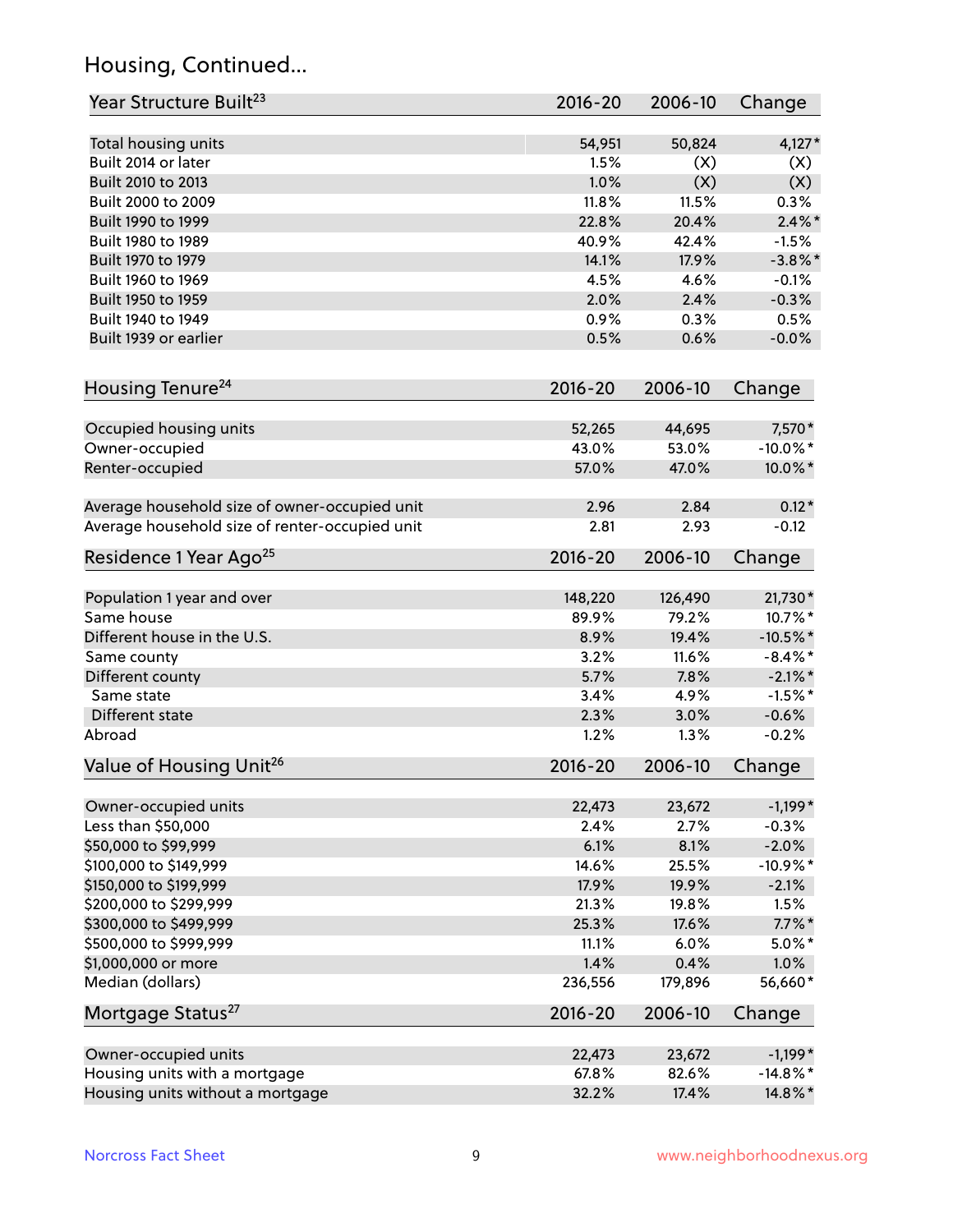## Housing, Continued...

| Year Structure Built[23] | 2016-20 | 2006-10 | Change |
|---|---|---|---|
| Total housing units | 54,951 | 50,824 | 4,127* |
| Built 2014 or later | 1.5% | (X) | (X) |
| Built 2010 to 2013 | 1.0% | (X) | (X) |
| Built 2000 to 2009 | 11.8% | 11.5% | 0.3% |
| Built 1990 to 1999 | 22.8% | 20.4% | 2.4%* |
| Built 1980 to 1989 | 40.9% | 42.4% | -1.5% |
| Built 1970 to 1979 | 14.1% | 17.9% | -3.8%* |
| Built 1960 to 1969 | 4.5% | 4.6% | -0.1% |
| Built 1950 to 1959 | 2.0% | 2.4% | -0.3% |
| Built 1940 to 1949 | 0.9% | 0.3% | 0.5% |
| Built 1939 or earlier | 0.5% | 0.6% | -0.0% |

| Housing Tenure[24] | 2016-20 | 2006-10 | Change |
|---|---|---|---|
| Occupied housing units | 52,265 | 44,695 | 7,570* |
| Owner-occupied | 43.0% | 53.0% | -10.0%* |
| Renter-occupied | 57.0% | 47.0% | 10.0%* |
| Average household size of owner-occupied unit | 2.96 | 2.84 | 0.12* |
| Average household size of renter-occupied unit | 2.81 | 2.93 | -0.12 |

| Residence 1 Year Ago[25] | 2016-20 | 2006-10 | Change |
|---|---|---|---|
| Population 1 year and over | 148,220 | 126,490 | 21,730* |
| Same house | 89.9% | 79.2% | 10.7%* |
| Different house in the U.S. | 8.9% | 19.4% | -10.5%* |
| Same county | 3.2% | 11.6% | -8.4%* |
| Different county | 5.7% | 7.8% | -2.1%* |
| Same state | 3.4% | 4.9% | -1.5%* |
| Different state | 2.3% | 3.0% | -0.6% |
| Abroad | 1.2% | 1.3% | -0.2% |

| Value of Housing Unit[26] | 2016-20 | 2006-10 | Change |
|---|---|---|---|
| Owner-occupied units | 22,473 | 23,672 | -1,199* |
| Less than $50,000 | 2.4% | 2.7% | -0.3% |
| $50,000 to $99,999 | 6.1% | 8.1% | -2.0% |
| $100,000 to $149,999 | 14.6% | 25.5% | -10.9%* |
| $150,000 to $199,999 | 17.9% | 19.9% | -2.1% |
| $200,000 to $299,999 | 21.3% | 19.8% | 1.5% |
| $300,000 to $499,999 | 25.3% | 17.6% | 7.7%* |
| $500,000 to $999,999 | 11.1% | 6.0% | 5.0%* |
| $1,000,000 or more | 1.4% | 0.4% | 1.0% |
| Median (dollars) | 236,556 | 179,896 | 56,660* |

| Mortgage Status[27] | 2016-20 | 2006-10 | Change |
|---|---|---|---|
| Owner-occupied units | 22,473 | 23,672 | -1,199* |
| Housing units with a mortgage | 67.8% | 82.6% | -14.8%* |
| Housing units without a mortgage | 32.2% | 17.4% | 14.8%* |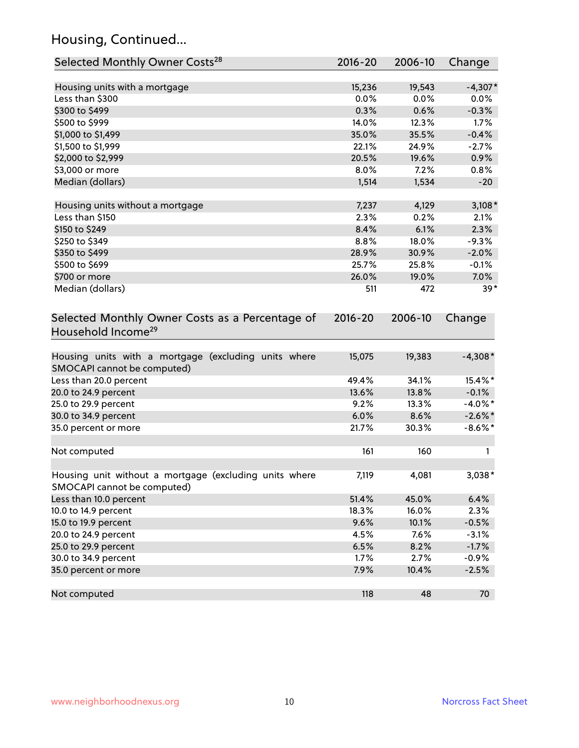## Housing, Continued...

| Selected Monthly Owner Costs[28] | 2016-20 | 2006-10 | Change |
|---|---|---|---|
| Housing units with a mortgage | 15,236 | 19,543 | -4,307* |
| Less than $300 | 0.0% | 0.0% | 0.0% |
| $300 to $499 | 0.3% | 0.6% | -0.3% |
| $500 to $999 | 14.0% | 12.3% | 1.7% |
| $1,000 to $1,499 | 35.0% | 35.5% | -0.4% |
| $1,500 to $1,999 | 22.1% | 24.9% | -2.7% |
| $2,000 to $2,999 | 20.5% | 19.6% | 0.9% |
| $3,000 or more | 8.0% | 7.2% | 0.8% |
| Median (dollars) | 1,514 | 1,534 | -20 |
| Housing units without a mortgage | 7,237 | 4,129 | 3,108* |
| Less than $150 | 2.3% | 0.2% | 2.1% |
| $150 to $249 | 8.4% | 6.1% | 2.3% |
| $250 to $349 | 8.8% | 18.0% | -9.3% |
| $350 to $499 | 28.9% | 30.9% | -2.0% |
| $500 to $699 | 25.7% | 25.8% | -0.1% |
| $700 or more | 26.0% | 19.0% | 7.0% |
| Median (dollars) | 511 | 472 | 39* |

| Selected Monthly Owner Costs as a Percentage of Household Income[29] | 2016-20 | 2006-10 | Change |
|---|---|---|---|
| Housing units with a mortgage (excluding units where SMOCAPI cannot be computed) | 15,075 | 19,383 | -4,308* |
| Less than 20.0 percent | 49.4% | 34.1% | 15.4%* |
| 20.0 to 24.9 percent | 13.6% | 13.8% | -0.1% |
| 25.0 to 29.9 percent | 9.2% | 13.3% | -4.0%* |
| 30.0 to 34.9 percent | 6.0% | 8.6% | -2.6%* |
| 35.0 percent or more | 21.7% | 30.3% | -8.6%* |
| Not computed | 161 | 160 | 1 |
| Housing unit without a mortgage (excluding units where SMOCAPI cannot be computed) | 7,119 | 4,081 | 3,038* |
| Less than 10.0 percent | 51.4% | 45.0% | 6.4% |
| 10.0 to 14.9 percent | 18.3% | 16.0% | 2.3% |
| 15.0 to 19.9 percent | 9.6% | 10.1% | -0.5% |
| 20.0 to 24.9 percent | 4.5% | 7.6% | -3.1% |
| 25.0 to 29.9 percent | 6.5% | 8.2% | -1.7% |
| 30.0 to 34.9 percent | 1.7% | 2.7% | -0.9% |
| 35.0 percent or more | 7.9% | 10.4% | -2.5% |
| Not computed | 118 | 48 | 70 |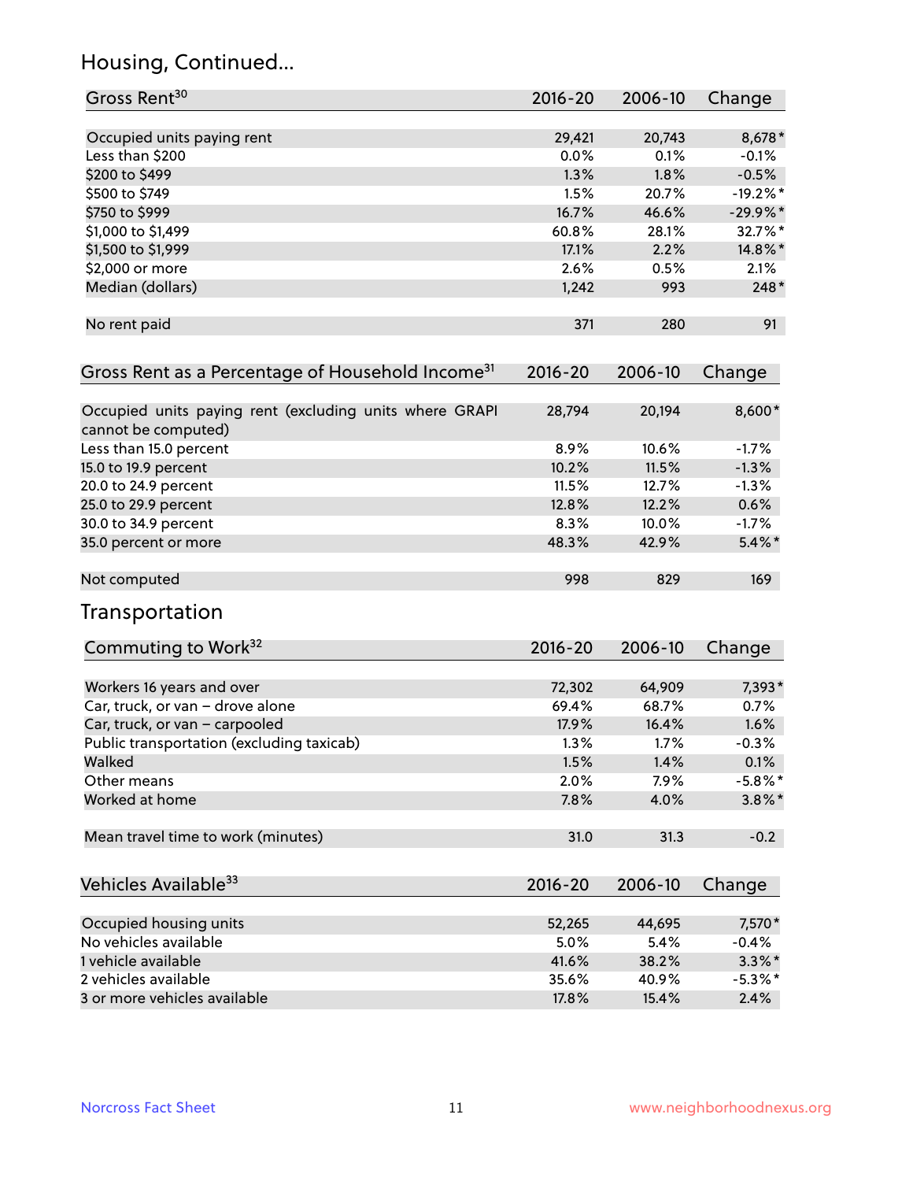## Housing, Continued...

| Gross Rent[30] | 2016-20 | 2006-10 | Change |
|---|---|---|---|
| Occupied units paying rent | 29,421 | 20,743 | 8,678* |
| Less than $200 | 0.0% | 0.1% | -0.1% |
| $200 to $499 | 1.3% | 1.8% | -0.5% |
| $500 to $749 | 1.5% | 20.7% | -19.2%* |
| $750 to $999 | 16.7% | 46.6% | -29.9%* |
| $1,000 to $1,499 | 60.8% | 28.1% | 32.7%* |
| $1,500 to $1,999 | 17.1% | 2.2% | 14.8%* |
| $2,000 or more | 2.6% | 0.5% | 2.1% |
| Median (dollars) | 1,242 | 993 | 248* |
| No rent paid | 371 | 280 | 91 |

| Gross Rent as a Percentage of Household Income[31] | 2016-20 | 2006-10 | Change |
|---|---|---|---|
| Occupied units paying rent (excluding units where GRAPI cannot be computed) | 28,794 | 20,194 | 8,600* |
| Less than 15.0 percent | 8.9% | 10.6% | -1.7% |
| 15.0 to 19.9 percent | 10.2% | 11.5% | -1.3% |
| 20.0 to 24.9 percent | 11.5% | 12.7% | -1.3% |
| 25.0 to 29.9 percent | 12.8% | 12.2% | 0.6% |
| 30.0 to 34.9 percent | 8.3% | 10.0% | -1.7% |
| 35.0 percent or more | 48.3% | 42.9% | 5.4%* |
| Not computed | 998 | 829 | 169 |

## Transportation

| Commuting to Work[32] | 2016-20 | 2006-10 | Change |
|---|---|---|---|
| Workers 16 years and over | 72,302 | 64,909 | 7,393* |
| Car, truck, or van – drove alone | 69.4% | 68.7% | 0.7% |
| Car, truck, or van – carpooled | 17.9% | 16.4% | 1.6% |
| Public transportation (excluding taxicab) | 1.3% | 1.7% | -0.3% |
| Walked | 1.5% | 1.4% | 0.1% |
| Other means | 2.0% | 7.9% | -5.8%* |
| Worked at home | 7.8% | 4.0% | 3.8%* |
| Mean travel time to work (minutes) | 31.0 | 31.3 | -0.2 |

| Vehicles Available[33] | 2016-20 | 2006-10 | Change |
|---|---|---|---|
| Occupied housing units | 52,265 | 44,695 | 7,570* |
| No vehicles available | 5.0% | 5.4% | -0.4% |
| 1 vehicle available | 41.6% | 38.2% | 3.3%* |
| 2 vehicles available | 35.6% | 40.9% | -5.3%* |
| 3 or more vehicles available | 17.8% | 15.4% | 2.4% |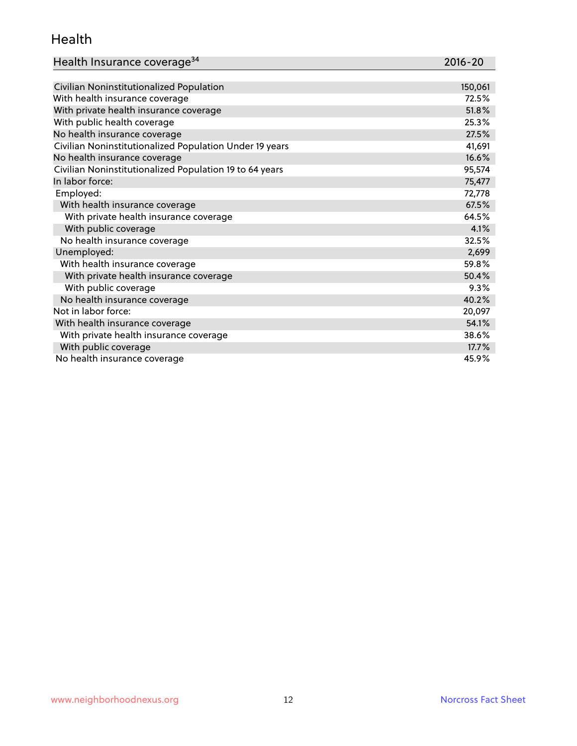## Health

| Health Insurance coverage[34] | 2016-20 |
|---|---|
| Civilian Noninstitutionalized Population | 150,061 |
| With health insurance coverage | 72.5% |
| With private health insurance coverage | 51.8% |
| With public health coverage | 25.3% |
| No health insurance coverage | 27.5% |
| Civilian Noninstitutionalized Population Under 19 years | 41,691 |
| No health insurance coverage | 16.6% |
| Civilian Noninstitutionalized Population 19 to 64 years | 95,574 |
| In labor force: | 75,477 |
| Employed: | 72,778 |
| With health insurance coverage | 67.5% |
| With private health insurance coverage | 64.5% |
| With public coverage | 4.1% |
| No health insurance coverage | 32.5% |
| Unemployed: | 2,699 |
| With health insurance coverage | 59.8% |
| With private health insurance coverage | 50.4% |
| With public coverage | 9.3% |
| No health insurance coverage | 40.2% |
| Not in labor force: | 20,097 |
| With health insurance coverage | 54.1% |
| With private health insurance coverage | 38.6% |
| With public coverage | 17.7% |
| No health insurance coverage | 45.9% |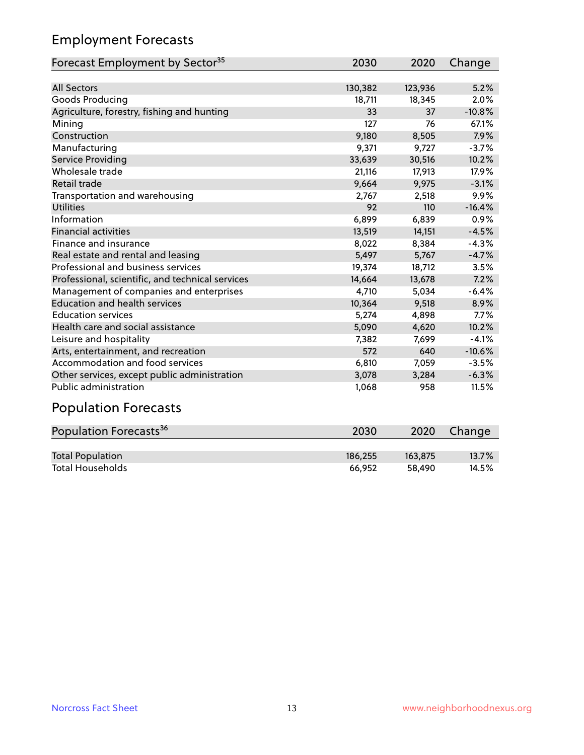## Employment Forecasts

| Forecast Employment by Sector[35] | 2030 | 2020 | Change |
|---|---|---|---|
| All Sectors | 130,382 | 123,936 | 5.2% |
| Goods Producing | 18,711 | 18,345 | 2.0% |
| Agriculture, forestry, fishing and hunting | 33 | 37 | -10.8% |
| Mining | 127 | 76 | 67.1% |
| Construction | 9,180 | 8,505 | 7.9% |
| Manufacturing | 9,371 | 9,727 | -3.7% |
| Service Providing | 33,639 | 30,516 | 10.2% |
| Wholesale trade | 21,116 | 17,913 | 17.9% |
| Retail trade | 9,664 | 9,975 | -3.1% |
| Transportation and warehousing | 2,767 | 2,518 | 9.9% |
| Utilities | 92 | 110 | -16.4% |
| Information | 6,899 | 6,839 | 0.9% |
| Financial activities | 13,519 | 14,151 | -4.5% |
| Finance and insurance | 8,022 | 8,384 | -4.3% |
| Real estate and rental and leasing | 5,497 | 5,767 | -4.7% |
| Professional and business services | 19,374 | 18,712 | 3.5% |
| Professional, scientific, and technical services | 14,664 | 13,678 | 7.2% |
| Management of companies and enterprises | 4,710 | 5,034 | -6.4% |
| Education and health services | 10,364 | 9,518 | 8.9% |
| Education services | 5,274 | 4,898 | 7.7% |
| Health care and social assistance | 5,090 | 4,620 | 10.2% |
| Leisure and hospitality | 7,382 | 7,699 | -4.1% |
| Arts, entertainment, and recreation | 572 | 640 | -10.6% |
| Accommodation and food services | 6,810 | 7,059 | -3.5% |
| Other services, except public administration | 3,078 | 3,284 | -6.3% |
| Public administration | 1,068 | 958 | 11.5% |

## Population Forecasts

| Population Forecasts[36] | 2030 | 2020 | Change |
|---|---|---|---|
| Total Population | 186,255 | 163,875 | 13.7% |
| Total Households | 66,952 | 58,490 | 14.5% |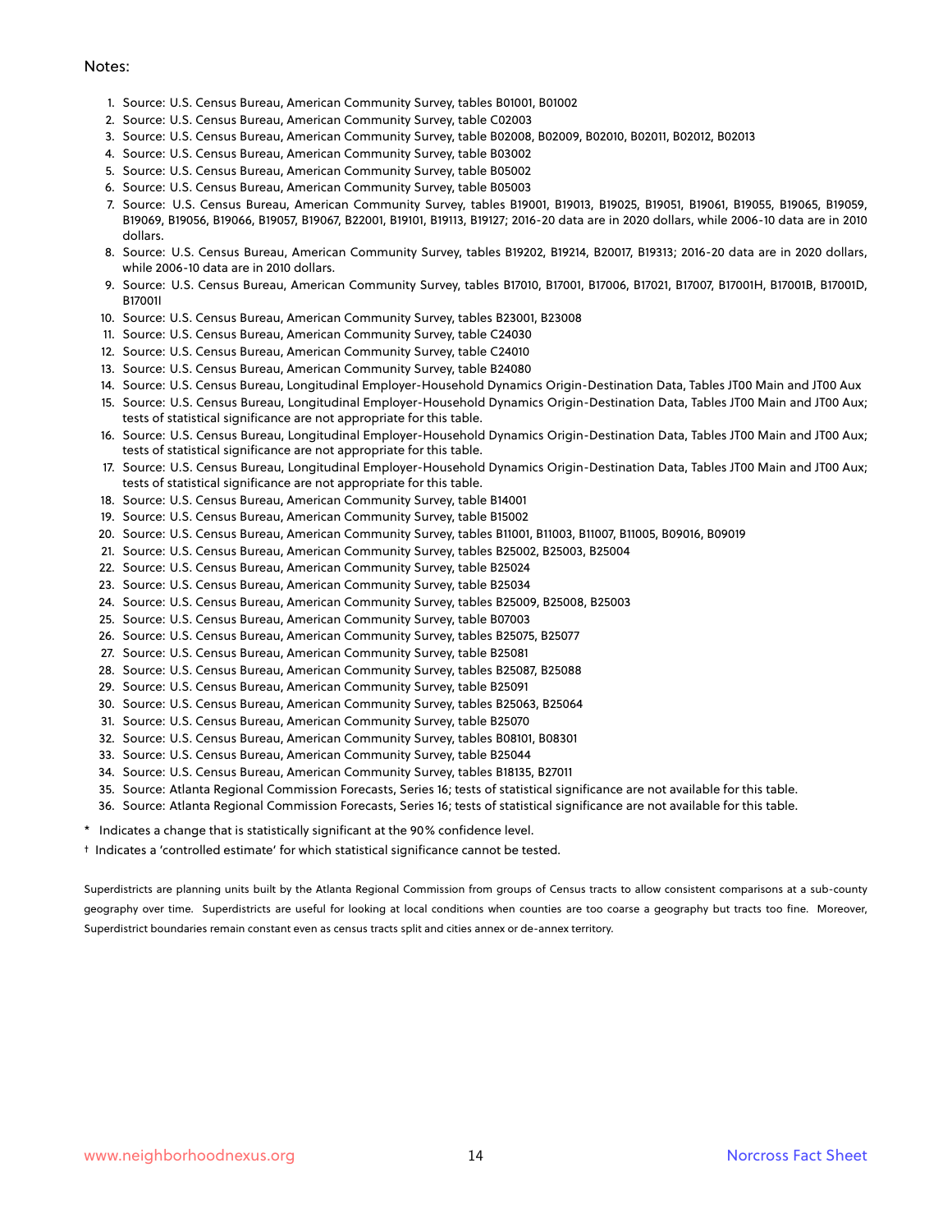Notes:

1. Source: U.S. Census Bureau, American Community Survey, tables B01001, B01002
2. Source: U.S. Census Bureau, American Community Survey, table C02003
3. Source: U.S. Census Bureau, American Community Survey, table B02008, B02009, B02010, B02011, B02012, B02013
4. Source: U.S. Census Bureau, American Community Survey, table B03002
5. Source: U.S. Census Bureau, American Community Survey, table B05002
6. Source: U.S. Census Bureau, American Community Survey, table B05003
7. Source: U.S. Census Bureau, American Community Survey, tables B19001, B19013, B19025, B19051, B19061, B19055, B19065, B19059, B19069, B19056, B19066, B19057, B19067, B22001, B19101, B19113, B19127; 2016-20 data are in 2020 dollars, while 2006-10 data are in 2010 dollars.
8. Source: U.S. Census Bureau, American Community Survey, tables B19202, B19214, B20017, B19313; 2016-20 data are in 2020 dollars, while 2006-10 data are in 2010 dollars.
9. Source: U.S. Census Bureau, American Community Survey, tables B17010, B17001, B17006, B17021, B17007, B17001H, B17001B, B17001D, B17001I
10. Source: U.S. Census Bureau, American Community Survey, tables B23001, B23008
11. Source: U.S. Census Bureau, American Community Survey, table C24030
12. Source: U.S. Census Bureau, American Community Survey, table C24010
13. Source: U.S. Census Bureau, American Community Survey, table B24080
14. Source: U.S. Census Bureau, Longitudinal Employer-Household Dynamics Origin-Destination Data, Tables JT00 Main and JT00 Aux
15. Source: U.S. Census Bureau, Longitudinal Employer-Household Dynamics Origin-Destination Data, Tables JT00 Main and JT00 Aux; tests of statistical significance are not appropriate for this table.
16. Source: U.S. Census Bureau, Longitudinal Employer-Household Dynamics Origin-Destination Data, Tables JT00 Main and JT00 Aux; tests of statistical significance are not appropriate for this table.
17. Source: U.S. Census Bureau, Longitudinal Employer-Household Dynamics Origin-Destination Data, Tables JT00 Main and JT00 Aux; tests of statistical significance are not appropriate for this table.
18. Source: U.S. Census Bureau, American Community Survey, table B14001
19. Source: U.S. Census Bureau, American Community Survey, table B15002
20. Source: U.S. Census Bureau, American Community Survey, tables B11001, B11003, B11007, B11005, B09016, B09019
21. Source: U.S. Census Bureau, American Community Survey, tables B25002, B25003, B25004
22. Source: U.S. Census Bureau, American Community Survey, table B25024
23. Source: U.S. Census Bureau, American Community Survey, table B25034
24. Source: U.S. Census Bureau, American Community Survey, tables B25009, B25008, B25003
25. Source: U.S. Census Bureau, American Community Survey, table B07003
26. Source: U.S. Census Bureau, American Community Survey, tables B25075, B25077
27. Source: U.S. Census Bureau, American Community Survey, table B25081
28. Source: U.S. Census Bureau, American Community Survey, tables B25087, B25088
29. Source: U.S. Census Bureau, American Community Survey, table B25091
30. Source: U.S. Census Bureau, American Community Survey, tables B25063, B25064
31. Source: U.S. Census Bureau, American Community Survey, table B25070
32. Source: U.S. Census Bureau, American Community Survey, tables B08101, B08301
33. Source: U.S. Census Bureau, American Community Survey, table B25044
34. Source: U.S. Census Bureau, American Community Survey, tables B18135, B27011
35. Source: Atlanta Regional Commission Forecasts, Series 16; tests of statistical significance are not available for this table.
36. Source: Atlanta Regional Commission Forecasts, Series 16; tests of statistical significance are not available for this table.

\* Indicates a change that is statistically significant at the 90% confidence level.

† Indicates a 'controlled estimate' for which statistical significance cannot be tested.

Superdistricts are planning units built by the Atlanta Regional Commission from groups of Census tracts to allow consistent comparisons at a sub-county geography over time. Superdistricts are useful for looking at local conditions when counties are too coarse a geography but tracts too fine. Moreover, Superdistrict boundaries remain constant even as census tracts split and cities annex or de-annex territory.